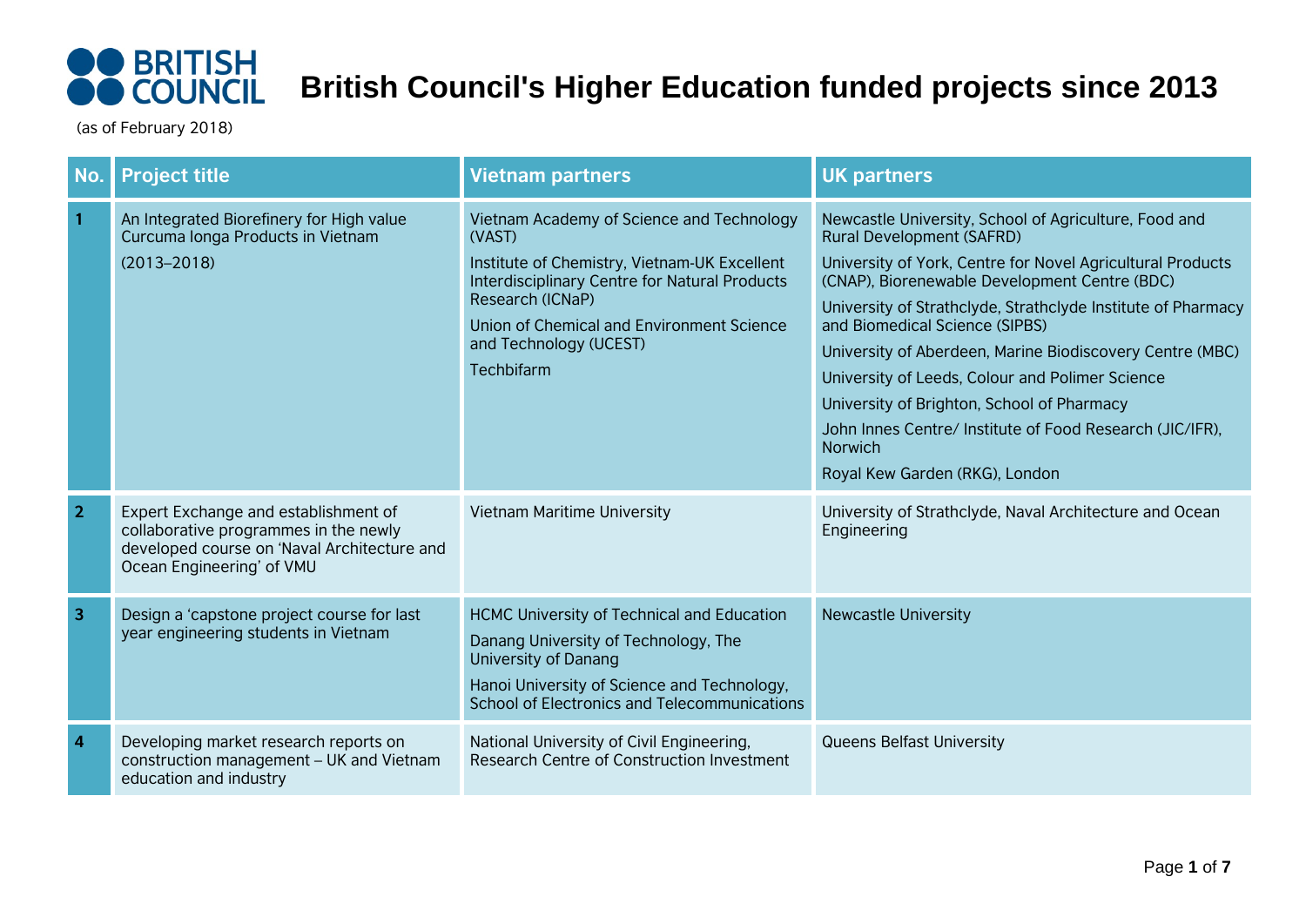# British Council's Higher Education funded projects since 2013

(as of February 2018)

| No. | Project title | Vietnam partners | UK partners |
|---|---|---|---|
| 1 | An Integrated Biorefinery for High value Curcuma longa Products in Vietnam<br><br>(2013–2018) | Vietnam Academy of Science and Technology (VAST)<br><br>Institute of Chemistry, Vietnam-UK Excellent Interdisciplinary Centre for Natural Products Research (ICNaP)<br><br>Union of Chemical and Environment Science and Technology (UCEST)<br><br>Techbifarm | Newcastle University, School of Agriculture, Food and Rural Development (SAFRD)<br><br>University of York, Centre for Novel Agricultural Products (CNAP), Biorenewable Development Centre (BDC)<br><br>University of Strathclyde, Strathclyde Institute of Pharmacy and Biomedical Science (SIPBS)<br><br>University of Aberdeen, Marine Biodiscovery Centre (MBC)<br><br>University of Leeds, Colour and Polimer Science<br><br>University of Brighton, School of Pharmacy<br><br>John Innes Centre/ Institute of Food Research (JIC/IFR), Norwich<br><br>Royal Kew Garden (RKG), London |
| 2 | Expert Exchange and establishment of collaborative programmes in the newly developed course on 'Naval Architecture and Ocean Engineering' of VMU | Vietnam Maritime University | University of Strathclyde, Naval Architecture and Ocean Engineering |
| 3 | Design a 'capstone project course for last year engineering students in Vietnam | HCMC University of Technical and Education<br><br>Danang University of Technology, The University of Danang<br><br>Hanoi University of Science and Technology, School of Electronics and Telecommunications | Newcastle University |
| 4 | Developing market research reports on construction management – UK and Vietnam education and industry | National University of Civil Engineering, Research Centre of Construction Investment | Queens Belfast University |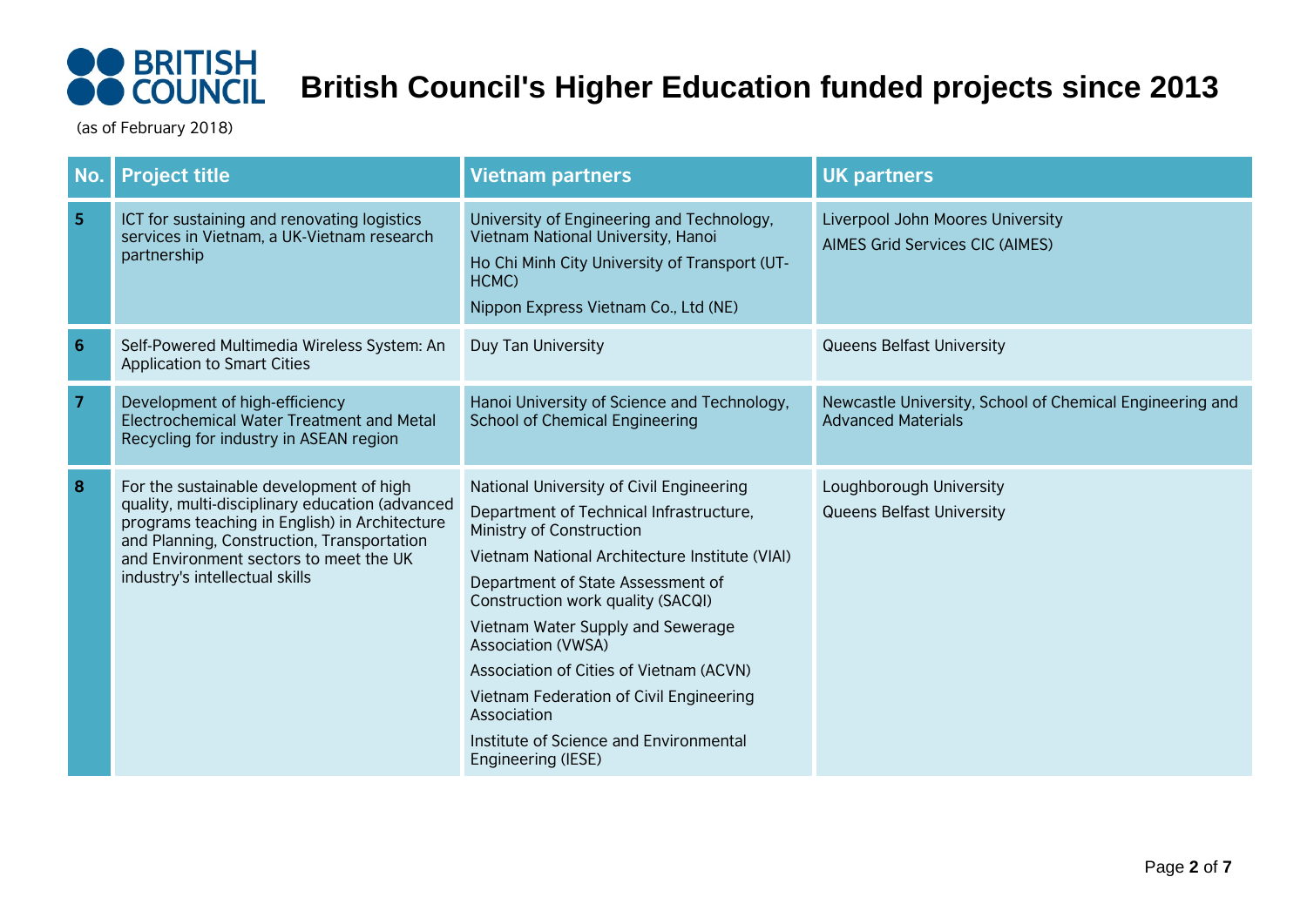# British Council's Higher Education funded projects since 2013

(as of February 2018)

| No. | Project title | Vietnam partners | UK partners |
|---|---|---|---|
| 5 | ICT for sustaining and renovating logistics services in Vietnam, a UK-Vietnam research partnership | University of Engineering and Technology, Vietnam National University, Hanoi<br>Ho Chi Minh City University of Transport (UT-HCMC)<br>Nippon Express Vietnam Co., Ltd (NE) | Liverpool John Moores University<br>AIMES Grid Services CIC (AIMES) |
| 6 | Self-Powered Multimedia Wireless System: An Application to Smart Cities | Duy Tan University | Queens Belfast University |
| 7 | Development of high-efficiency Electrochemical Water Treatment and Metal Recycling for industry in ASEAN region | Hanoi University of Science and Technology, School of Chemical Engineering | Newcastle University, School of Chemical Engineering and Advanced Materials |
| 8 | For the sustainable development of high quality, multi-disciplinary education (advanced programs teaching in English) in Architecture and Planning, Construction, Transportation and Environment sectors to meet the UK industry's intellectual skills | National University of Civil Engineering<br>Department of Technical Infrastructure, Ministry of Construction<br>Vietnam National Architecture Institute (VIAI)<br>Department of State Assessment of Construction work quality (SACQI)<br>Vietnam Water Supply and Sewerage Association (VWSA)<br>Association of Cities of Vietnam (ACVN)<br>Vietnam Federation of Civil Engineering Association<br>Institute of Science and Environmental Engineering (IESE) | Loughborough University<br>Queens Belfast University |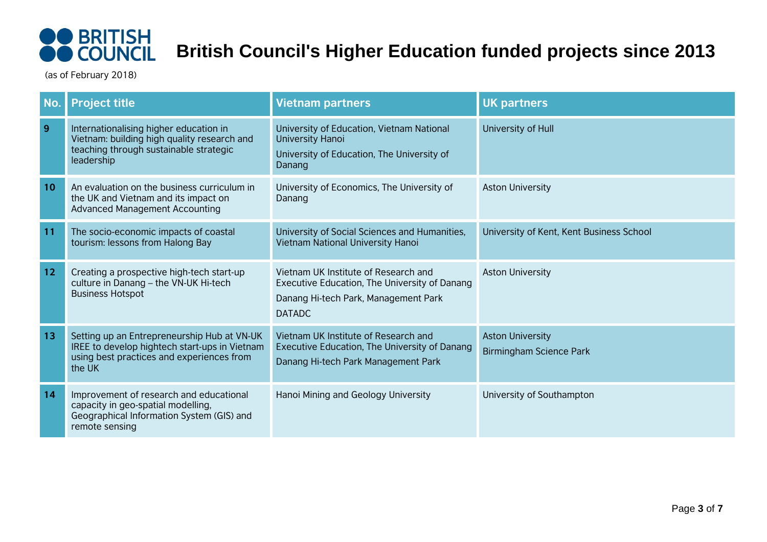# British Council's Higher Education funded projects since 2013

(as of February 2018)

| No. | Project title | Vietnam partners | UK partners |
|---|---|---|---|
| 9 | Internationalising higher education in Vietnam: building high quality research and teaching through sustainable strategic leadership | University of Education, Vietnam National University Hanoi<br>University of Education, The University of Danang | University of Hull |
| 10 | An evaluation on the business curriculum in the UK and Vietnam and its impact on Advanced Management Accounting | University of Economics, The University of Danang | Aston University |
| 11 | The socio-economic impacts of coastal tourism: lessons from Halong Bay | University of Social Sciences and Humanities, Vietnam National University Hanoi | University of Kent, Kent Business School |
| 12 | Creating a prospective high-tech start-up culture in Danang – the VN-UK Hi-tech Business Hotspot | Vietnam UK Institute of Research and Executive Education, The University of Danang<br>Danang Hi-tech Park, Management Park<br>DATADC | Aston University |
| 13 | Setting up an Entrepreneurship Hub at VN-UK IREE to develop hightech start-ups in Vietnam using best practices and experiences from the UK | Vietnam UK Institute of Research and Executive Education, The University of Danang<br>Danang Hi-tech Park Management Park | Aston University<br>Birmingham Science Park |
| 14 | Improvement of research and educational capacity in geo-spatial modelling, Geographical Information System (GIS) and remote sensing | Hanoi Mining and Geology University | University of Southampton |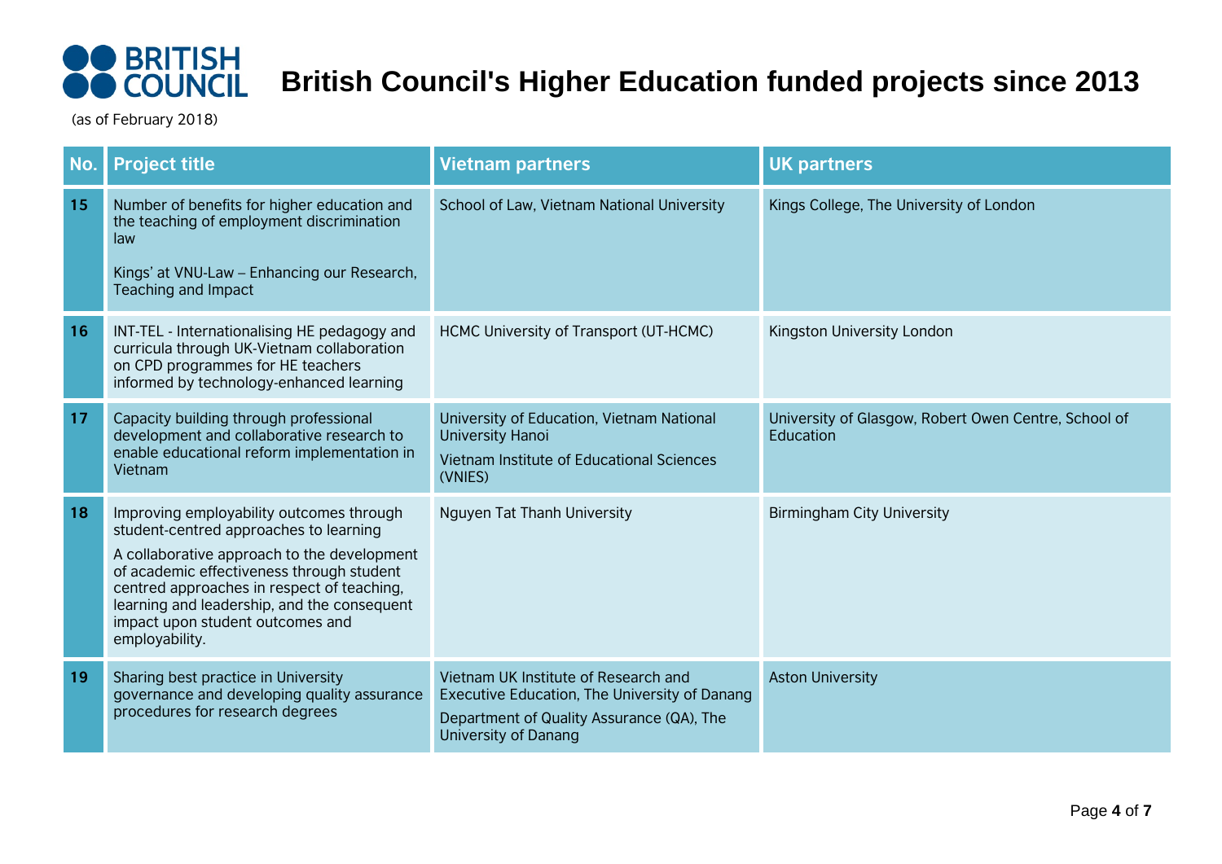# British Council's Higher Education funded projects since 2013

(as of February 2018)

| No. | Project title | Vietnam partners | UK partners |
|---|---|---|---|
| 15 | Number of benefits for higher education and the teaching of employment discrimination law<br><br>Kings' at VNU-Law – Enhancing our Research, Teaching and Impact | School of Law, Vietnam National University | Kings College, The University of London |
| 16 | INT-TEL - Internationalising HE pedagogy and curricula through UK-Vietnam collaboration on CPD programmes for HE teachers informed by technology-enhanced learning | HCMC University of Transport (UT-HCMC) | Kingston University London |
| 17 | Capacity building through professional development and collaborative research to enable educational reform implementation in Vietnam | University of Education, Vietnam National University Hanoi<br><br>Vietnam Institute of Educational Sciences (VNIES) | University of Glasgow, Robert Owen Centre, School of Education |
| 18 | Improving employability outcomes through student-centred approaches to learning<br><br>A collaborative approach to the development of academic effectiveness through student centred approaches in respect of teaching, learning and leadership, and the consequent impact upon student outcomes and employability. | Nguyen Tat Thanh University | Birmingham City University |
| 19 | Sharing best practice in University governance and developing quality assurance procedures for research degrees | Vietnam UK Institute of Research and Executive Education, The University of Danang<br><br>Department of Quality Assurance (QA), The University of Danang | Aston University |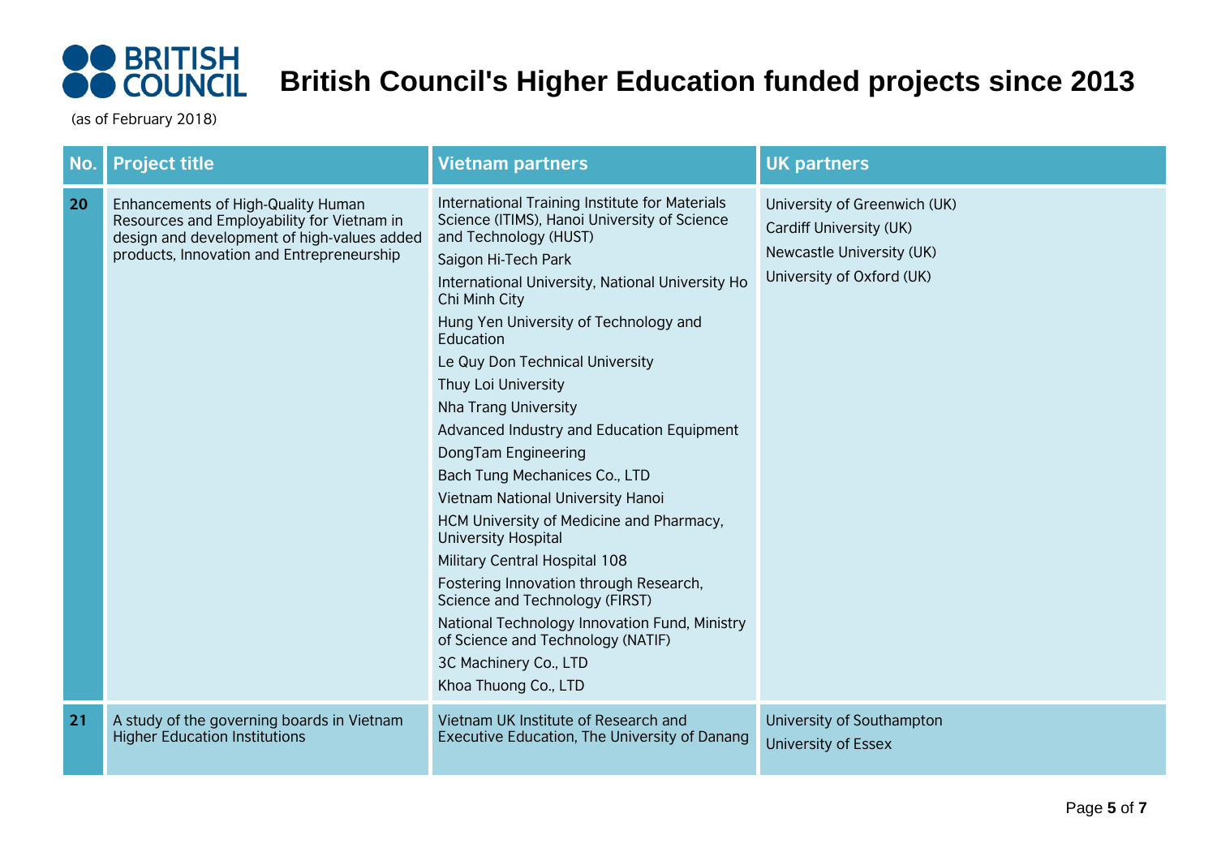# British Council's Higher Education funded projects since 2013

(as of February 2018)

| No. | Project title | Vietnam partners | UK partners |
|---|---|---|---|
| 20 | Enhancements of High-Quality Human Resources and Employability for Vietnam in design and development of high-values added products, Innovation and Entrepreneurship | International Training Institute for Materials Science (ITIMS), Hanoi University of Science and Technology (HUST)<br>Saigon Hi-Tech Park<br>International University, National University Ho Chi Minh City<br>Hung Yen University of Technology and Education<br>Le Quy Don Technical University<br>Thuy Loi University<br>Nha Trang University<br>Advanced Industry and Education Equipment<br>DongTam Engineering<br>Bach Tung Mechanices Co., LTD<br>Vietnam National University Hanoi<br>HCM University of Medicine and Pharmacy, University Hospital<br>Military Central Hospital 108<br>Fostering Innovation through Research, Science and Technology (FIRST)<br>National Technology Innovation Fund, Ministry of Science and Technology (NATIF)<br>3C Machinery Co., LTD<br>Khoa Thuong Co., LTD | University of Greenwich (UK)<br>Cardiff University (UK)<br>Newcastle University (UK)<br>University of Oxford (UK) |
| 21 | A study of the governing boards in Vietnam Higher Education Institutions | Vietnam UK Institute of Research and Executive Education, The University of Danang | University of Southampton<br>University of Essex |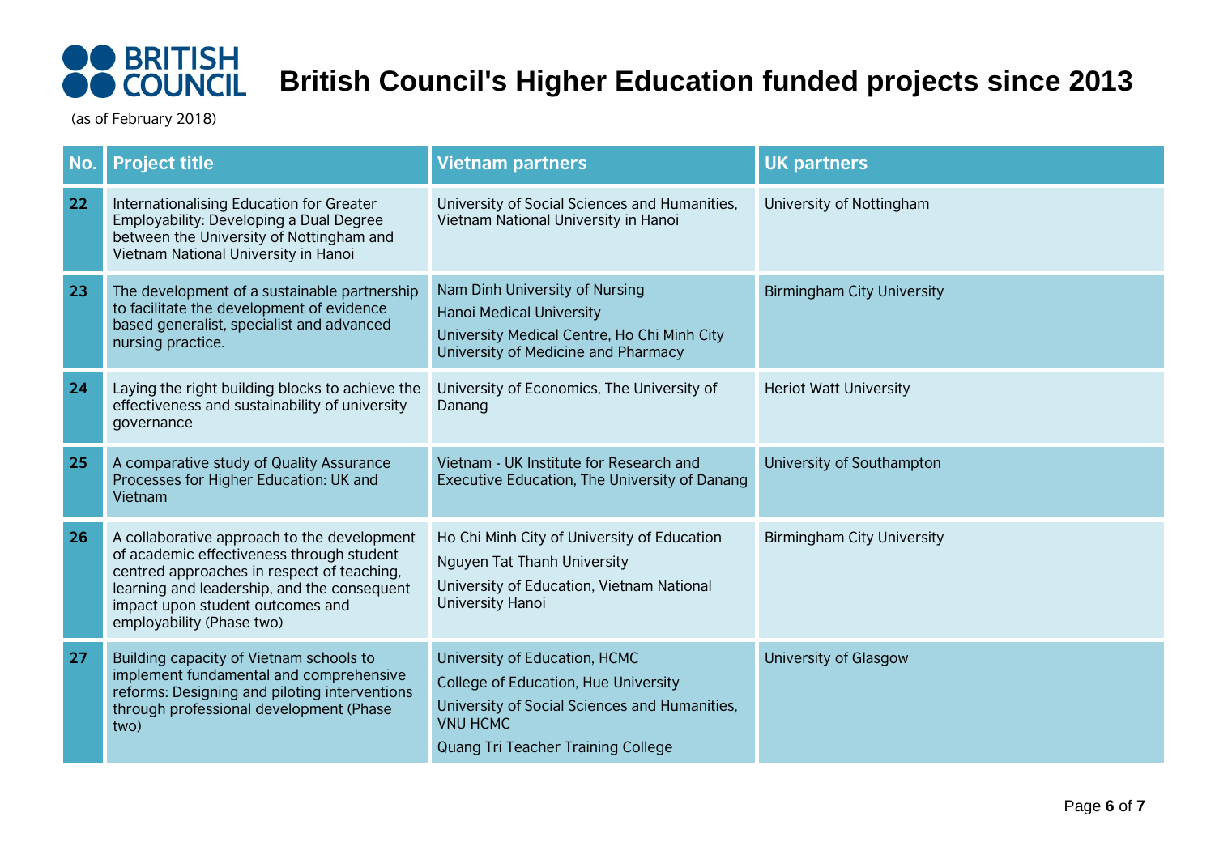# British Council's Higher Education funded projects since 2013

(as of February 2018)

| No. | Project title | Vietnam partners | UK partners |
|---|---|---|---|
| 22 | Internationalising Education for Greater Employability: Developing a Dual Degree between the University of Nottingham and Vietnam National University in Hanoi | University of Social Sciences and Humanities, Vietnam National University in Hanoi | University of Nottingham |
| 23 | The development of a sustainable partnership to facilitate the development of evidence based generalist, specialist and advanced nursing practice. | Nam Dinh University of Nursing<br>Hanoi Medical University<br>University Medical Centre, Ho Chi Minh City University of Medicine and Pharmacy | Birmingham City University |
| 24 | Laying the right building blocks to achieve the effectiveness and sustainability of university governance | University of Economics, The University of Danang | Heriot Watt University |
| 25 | A comparative study of Quality Assurance Processes for Higher Education: UK and Vietnam | Vietnam - UK Institute for Research and Executive Education, The University of Danang | University of Southampton |
| 26 | A collaborative approach to the development of academic effectiveness through student centred approaches in respect of teaching, learning and leadership, and the consequent impact upon student outcomes and employability (Phase two) | Ho Chi Minh City of University of Education<br>Nguyen Tat Thanh University<br>University of Education, Vietnam National University Hanoi | Birmingham City University |
| 27 | Building capacity of Vietnam schools to implement fundamental and comprehensive reforms: Designing and piloting interventions through professional development (Phase two) | University of Education, HCMC<br>College of Education, Hue University<br>University of Social Sciences and Humanities, VNU HCMC<br>Quang Tri Teacher Training College | University of Glasgow |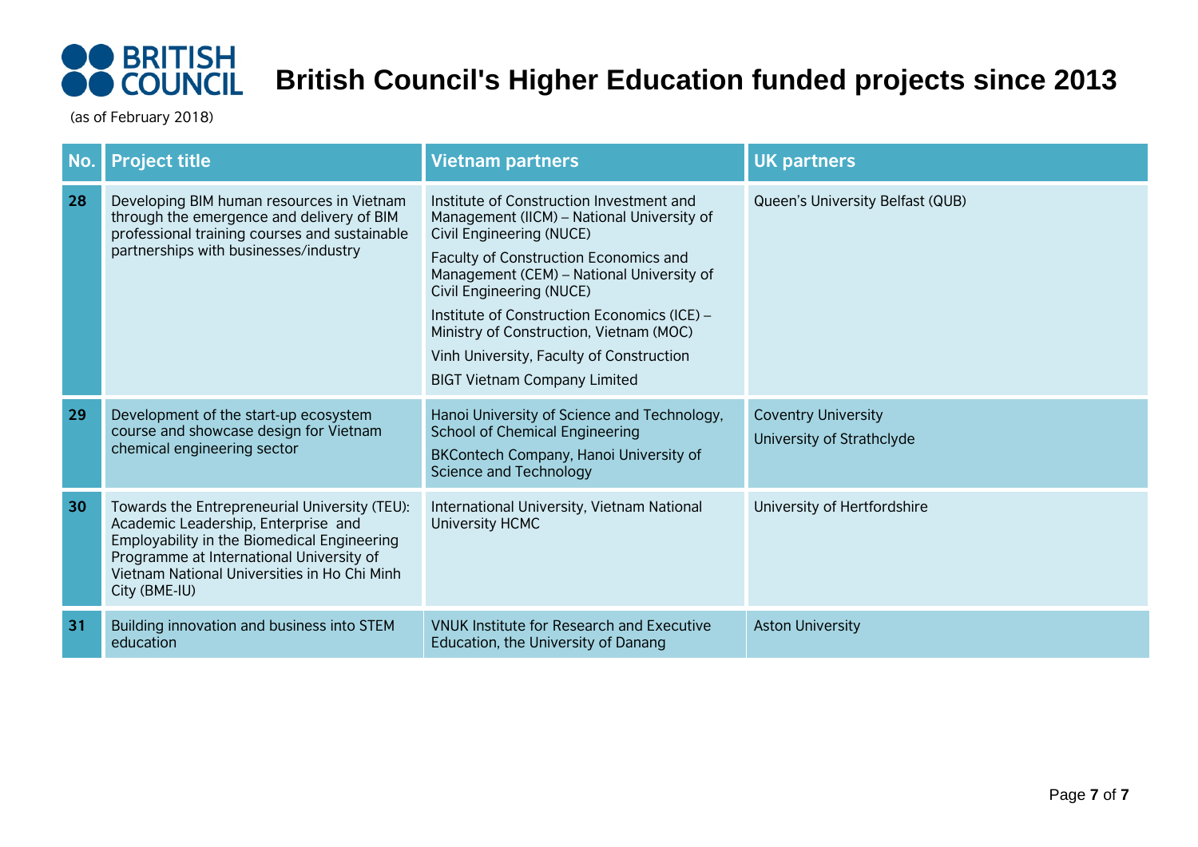# British Council's Higher Education funded projects since 2013

(as of February 2018)

| No. | Project title | Vietnam partners | UK partners |
|---|---|---|---|
| 28 | Developing BIM human resources in Vietnam through the emergence and delivery of BIM professional training courses and sustainable partnerships with businesses/industry | Institute of Construction Investment and Management (IICM) – National University of Civil Engineering (NUCE)<br>Faculty of Construction Economics and Management (CEM) – National University of Civil Engineering (NUCE)<br>Institute of Construction Economics (ICE) – Ministry of Construction, Vietnam (MOC)<br>Vinh University, Faculty of Construction<br>BIGT Vietnam Company Limited | Queen's University Belfast (QUB) |
| 29 | Development of the start-up ecosystem course and showcase design for Vietnam chemical engineering sector | Hanoi University of Science and Technology, School of Chemical Engineering<br>BKContech Company, Hanoi University of Science and Technology | Coventry University<br>University of Strathclyde |
| 30 | Towards the Entrepreneurial University (TEU): Academic Leadership, Enterprise and Employability in the Biomedical Engineering Programme at International University of Vietnam National Universities in Ho Chi Minh City (BME-IU) | International University, Vietnam National University HCMC | University of Hertfordshire |
| 31 | Building innovation and business into STEM education | VNUK Institute for Research and Executive Education, the University of Danang | Aston University |